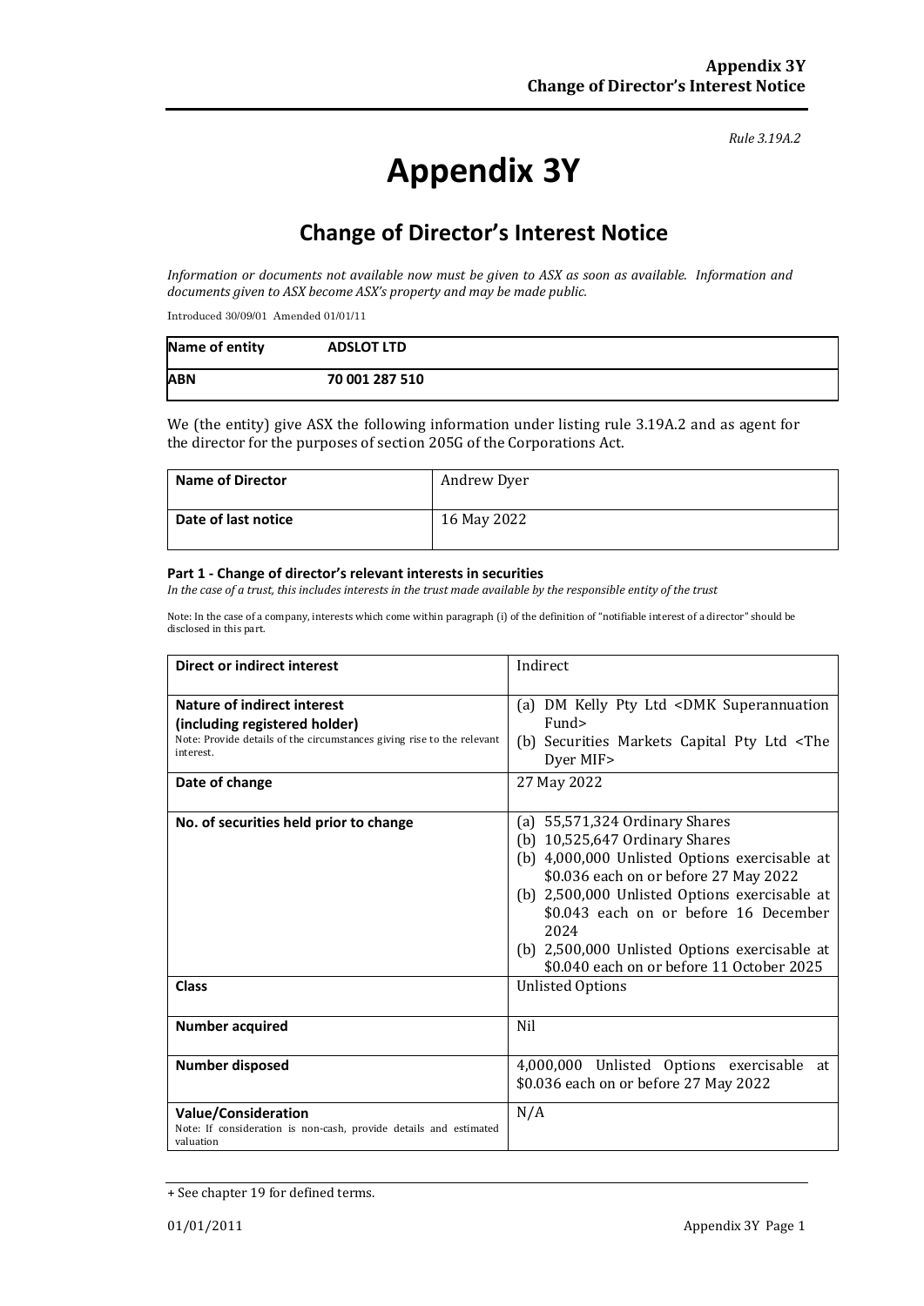*Rule 3.19A.2*

# Appendix 3Y

## Change of Director's Interest Notice

*Information or documents not available now must be given to ASX as soon as available. Information and documents given to ASX become ASX's property and may be made public.*

Introduced 30/09/01 Amended 01/01/11

| Name of entity | ADSLOT LTD |
|---|---|
| **ABN** | **70 001 287 510** |

We (the entity) give ASX the following information under listing rule 3.19A.2 and as agent for the director for the purposes of section 205G of the Corporations Act.

| Name of Director | Andrew Dyer |
|---|---|
| **Date of last notice** | 16 May 2022 |

#### Part 1 - Change of director's relevant interests in securities

*In the case of a trust, this includes interests in the trust made available by the responsible entity of the trust*

Note: In the case of a company, interests which come within paragraph (i) of the definition of "notifiable interest of a director" should be disclosed in this part.

| Direct or indirect interest | Indirect |
|---|---|
| **Nature of indirect interest (including registered holder)**<br>Note: Provide details of the circumstances giving rise to the relevant interest. | (a) DM Kelly Pty Ltd <DMK Superannuation Fund><br>(b) Securities Markets Capital Pty Ltd <The Dyer MIF> |
| **Date of change** | 27 May 2022 |
| **No. of securities held prior to change** | (a) 55,571,324 Ordinary Shares<br>(b) 10,525,647 Ordinary Shares<br>(b) 4,000,000 Unlisted Options exercisable at $0.036 each on or before 27 May 2022<br>(b) 2,500,000 Unlisted Options exercisable at $0.043 each on or before 16 December 2024<br>(b) 2,500,000 Unlisted Options exercisable at $0.040 each on or before 11 October 2025 |
| **Class** | Unlisted Options |
| **Number acquired** | Nil |
| **Number disposed** | 4,000,000 Unlisted Options exercisable at $0.036 each on or before 27 May 2022 |
| **Value/Consideration**<br>Note: If consideration is non-cash, provide details and estimated valuation | N/A |

+ See chapter 19 for defined terms.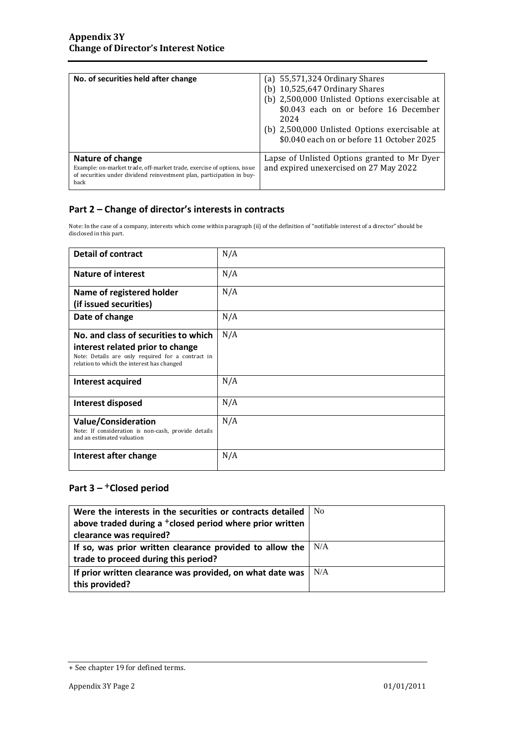| | |
|---|---|
| **No. of securities held after change** | (a) 55,571,324 Ordinary Shares<br>(b) 10,525,647 Ordinary Shares<br>(b) 2,500,000 Unlisted Options exercisable at \$0.043 each on or before 16 December 2024<br>(b) 2,500,000 Unlisted Options exercisable at \$0.040 each on or before 11 October 2025 |
| **Nature of change**<br>Example: on-market trade, off-market trade, exercise of options, issue of securities under dividend reinvestment plan, participation in buy-back | Lapse of Unlisted Options granted to Mr Dyer and expired unexercised on 27 May 2022 |

## Part 2 – Change of director's interests in contracts

Note: In the case of a company, interests which come within paragraph (ii) of the definition of "notifiable interest of a director" should be disclosed in this part.

| | |
|---|---|
| **Detail of contract** | N/A |
| **Nature of interest** | N/A |
| **Name of registered holder (if issued securities)** | N/A |
| **Date of change** | N/A |
| **No. and class of securities to which interest related prior to change**<br>Note: Details are only required for a contract in relation to which the interest has changed | N/A |
| **Interest acquired** | N/A |
| **Interest disposed** | N/A |
| **Value/Consideration**<br>Note: If consideration is non-cash, provide details and an estimated valuation | N/A |
| **Interest after change** | N/A |

## Part 3 – +Closed period

| | |
|---|---|
| **Were the interests in the securities or contracts detailed above traded during a +closed period where prior written clearance was required?** | No |
| **If so, was prior written clearance provided to allow the trade to proceed during this period?** | N/A |
| **If prior written clearance was provided, on what date was this provided?** | N/A |

+ See chapter 19 for defined terms.